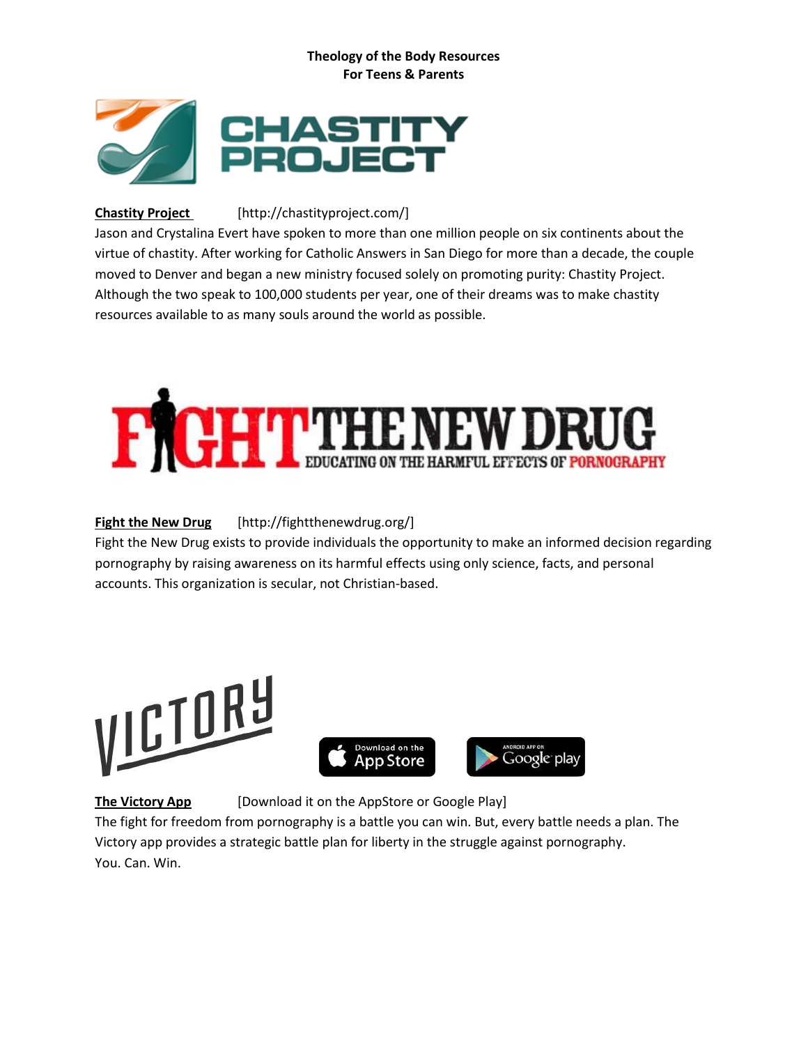**Theology of the Body Resources**
**For Teens & Parents**

CHASTITY PROJECT

**Chastity Project** [http://chastityproject.com/]
Jason and Crystalina Evert have spoken to more than one million people on six continents about the virtue of chastity. After working for Catholic Answers in San Diego for more than a decade, the couple moved to Denver and began a new ministry focused solely on promoting purity: Chastity Project. Although the two speak to 100,000 students per year, one of their dreams was to make chastity resources available to as many souls around the world as possible.

FIGHT THE NEW DRUG
EDUCATING ON THE HARMFUL EFFECTS OF PORNOGRAPHY

**Fight the New Drug** [http://fightthenewdrug.org/]
Fight the New Drug exists to provide individuals the opportunity to make an informed decision regarding pornography by raising awareness on its harmful effects using only science, facts, and personal accounts. This organization is secular, not Christian-based.

VICTORY

Download on the App Store

ANDROID APP ON Google play

**The Victory App** [Download it on the AppStore or Google Play]
The fight for freedom from pornography is a battle you can win. But, every battle needs a plan. The Victory app provides a strategic battle plan for liberty in the struggle against pornography.
You. Can. Win.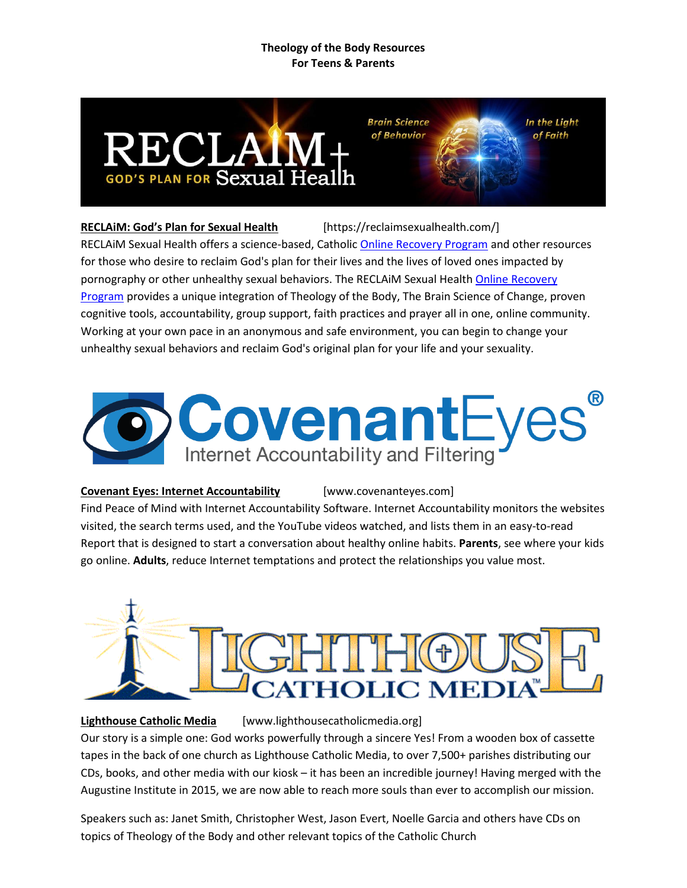**Theology of the Body Resources**
**For Teens & Parents**

**RECLAiM: God's Plan for Sexual Health** [https://reclaimsexualhealth.com/]
RECLAiM Sexual Health offers a science-based, Catholic Online Recovery Program and other resources for those who desire to reclaim God's plan for their lives and the lives of loved ones impacted by pornography or other unhealthy sexual behaviors. The RECLAiM Sexual Health Online Recovery Program provides a unique integration of Theology of the Body, The Brain Science of Change, proven cognitive tools, accountability, group support, faith practices and prayer all in one, online community. Working at your own pace in an anonymous and safe environment, you can begin to change your unhealthy sexual behaviors and reclaim God's original plan for your life and your sexuality.

**Covenant Eyes: Internet Accountability** [www.covenanteyes.com]
Find Peace of Mind with Internet Accountability Software. Internet Accountability monitors the websites visited, the search terms used, and the YouTube videos watched, and lists them in an easy-to-read Report that is designed to start a conversation about healthy online habits. **Parents**, see where your kids go online. **Adults**, reduce Internet temptations and protect the relationships you value most.

**Lighthouse Catholic Media** [www.lighthousecatholicmedia.org]
Our story is a simple one: God works powerfully through a sincere Yes! From a wooden box of cassette tapes in the back of one church as Lighthouse Catholic Media, to over 7,500+ parishes distributing our CDs, books, and other media with our kiosk – it has been an incredible journey! Having merged with the Augustine Institute in 2015, we are now able to reach more souls than ever to accomplish our mission.

Speakers such as: Janet Smith, Christopher West, Jason Evert, Noelle Garcia and others have CDs on topics of Theology of the Body and other relevant topics of the Catholic Church